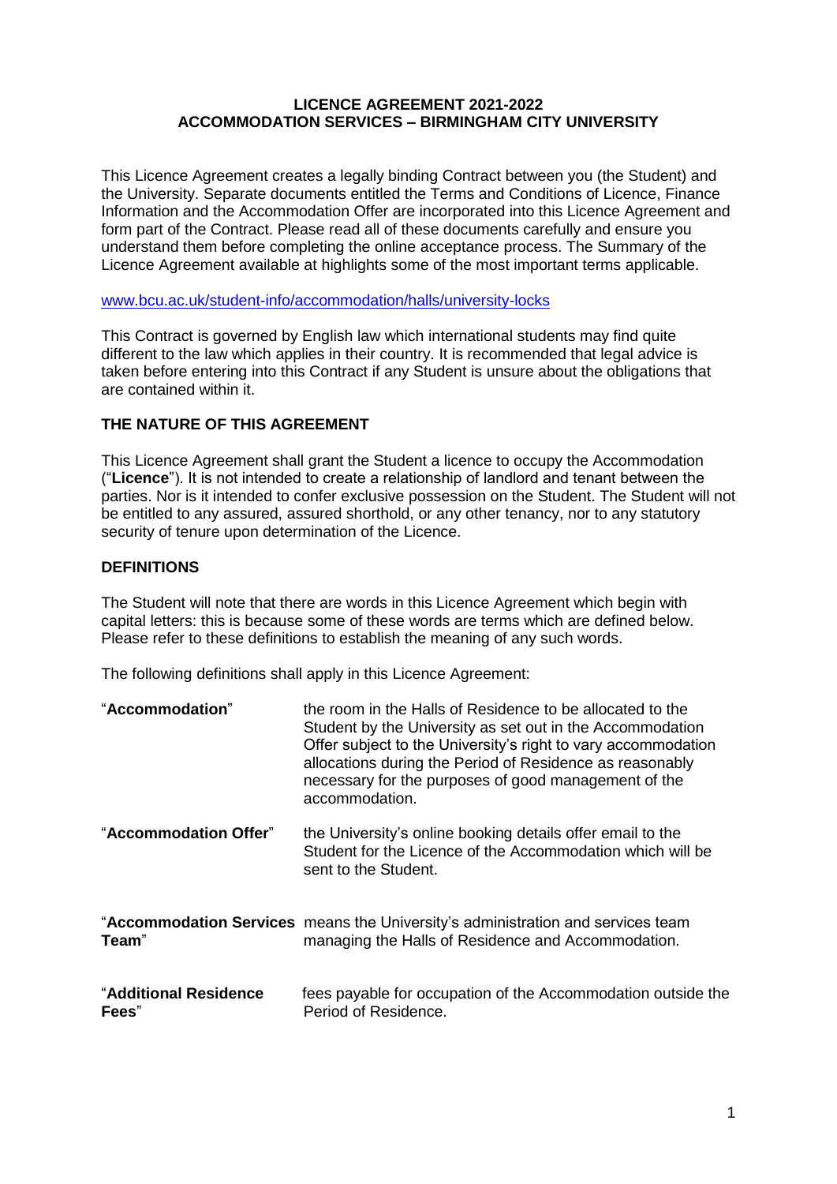# LICENCE AGREEMENT 2021-2022
# ACCOMMODATION SERVICES – BIRMINGHAM CITY UNIVERSITY

This Licence Agreement creates a legally binding Contract between you (the Student) and the University. Separate documents entitled the Terms and Conditions of Licence, Finance Information and the Accommodation Offer are incorporated into this Licence Agreement and form part of the Contract. Please read all of these documents carefully and ensure you understand them before completing the online acceptance process. The Summary of the Licence Agreement available at highlights some of the most important terms applicable.

www.bcu.ac.uk/student-info/accommodation/halls/university-locks

This Contract is governed by English law which international students may find quite different to the law which applies in their country. It is recommended that legal advice is taken before entering into this Contract if any Student is unsure about the obligations that are contained within it.

## THE NATURE OF THIS AGREEMENT

This Licence Agreement shall grant the Student a licence to occupy the Accommodation ("**Licence**"). It is not intended to create a relationship of landlord and tenant between the parties. Nor is it intended to confer exclusive possession on the Student. The Student will not be entitled to any assured, assured shorthold, or any other tenancy, nor to any statutory security of tenure upon determination of the Licence.

## DEFINITIONS

The Student will note that there are words in this Licence Agreement which begin with capital letters: this is because some of these words are terms which are defined below. Please refer to these definitions to establish the meaning of any such words.

The following definitions shall apply in this Licence Agreement:

| Term | Definition |
|---|---|
| "**Accommodation**" | the room in the Halls of Residence to be allocated to the Student by the University as set out in the Accommodation Offer subject to the University's right to vary accommodation allocations during the Period of Residence as reasonably necessary for the purposes of good management of the accommodation. |
| "**Accommodation Offer**" | the University's online booking details offer email to the Student for the Licence of the Accommodation which will be sent to the Student. |
| "**Accommodation Services Team**" | means the University's administration and services team managing the Halls of Residence and Accommodation. |
| "**Additional Residence Fees**" | fees payable for occupation of the Accommodation outside the Period of Residence. |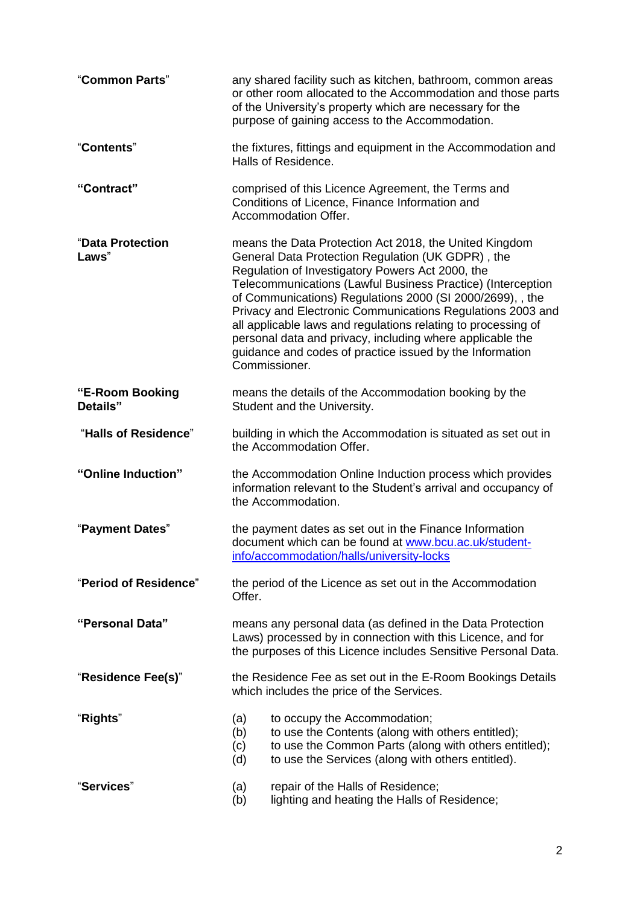| | |
|---|---|
| "**Common Parts**" | any shared facility such as kitchen, bathroom, common areas or other room allocated to the Accommodation and those parts of the University's property which are necessary for the purpose of gaining access to the Accommodation. |
| "**Contents**" | the fixtures, fittings and equipment in the Accommodation and Halls of Residence. |
| **"Contract"** | comprised of this Licence Agreement, the Terms and Conditions of Licence, Finance Information and Accommodation Offer. |
| "**Data Protection Laws**" | means the Data Protection Act 2018, the United Kingdom General Data Protection Regulation (UK GDPR) , the Regulation of Investigatory Powers Act 2000, the Telecommunications (Lawful Business Practice) (Interception of Communications) Regulations 2000 (SI 2000/2699), , the Privacy and Electronic Communications Regulations 2003 and all applicable laws and regulations relating to processing of personal data and privacy, including where applicable the guidance and codes of practice issued by the Information Commissioner. |
| **"E-Room Booking Details"** | means the details of the Accommodation booking by the Student and the University. |
| "**Halls of Residence**" | building in which the Accommodation is situated as set out in the Accommodation Offer. |
| **"Online Induction"** | the Accommodation Online Induction process which provides information relevant to the Student's arrival and occupancy of the Accommodation. |
| "**Payment Dates**" | the payment dates as set out in the Finance Information document which can be found at [www.bcu.ac.uk/student-info/accommodation/halls/university-locks](www.bcu.ac.uk/student-info/accommodation/halls/university-locks) |
| "**Period of Residence**" | the period of the Licence as set out in the Accommodation Offer. |
| **"Personal Data"** | means any personal data (as defined in the Data Protection Laws) processed by in connection with this Licence, and for the purposes of this Licence includes Sensitive Personal Data. |
| "**Residence Fee(s)**" | the Residence Fee as set out in the E-Room Bookings Details which includes the price of the Services. |
| "**Rights**" | (a) to occupy the Accommodation;<br>(b) to use the Contents (along with others entitled);<br>(c) to use the Common Parts (along with others entitled);<br>(d) to use the Services (along with others entitled). |
| "**Services**" | (a) repair of the Halls of Residence;<br>(b) lighting and heating the Halls of Residence; |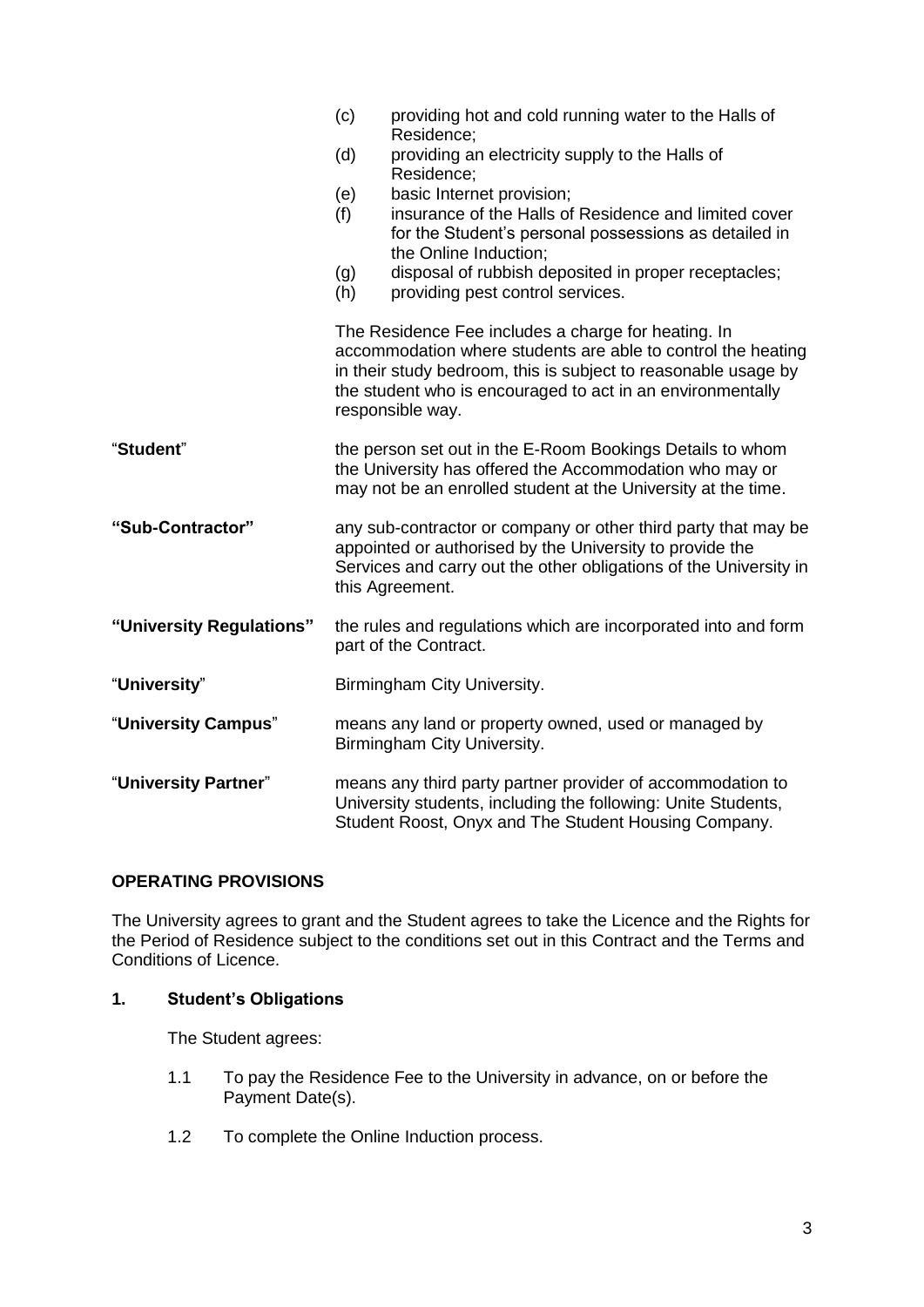(c) providing hot and cold running water to the Halls of Residence;
(d) providing an electricity supply to the Halls of Residence;
(e) basic Internet provision;
(f) insurance of the Halls of Residence and limited cover for the Student's personal possessions as detailed in the Online Induction;
(g) disposal of rubbish deposited in proper receptacles;
(h) providing pest control services.

The Residence Fee includes a charge for heating. In accommodation where students are able to control the heating in their study bedroom, this is subject to reasonable usage by the student who is encouraged to act in an environmentally responsible way.

"**Student**" — the person set out in the E-Room Bookings Details to whom the University has offered the Accommodation who may or may not be an enrolled student at the University at the time.

**"Sub-Contractor"** — any sub-contractor or company or other third party that may be appointed or authorised by the University to provide the Services and carry out the other obligations of the University in this Agreement.

**"University Regulations"** — the rules and regulations which are incorporated into and form part of the Contract.

"**University**" — Birmingham City University.

"**University Campus**" — means any land or property owned, used or managed by Birmingham City University.

"**University Partner**" — means any third party partner provider of accommodation to University students, including the following: Unite Students, Student Roost, Onyx and The Student Housing Company.

## OPERATING PROVISIONS

The University agrees to grant and the Student agrees to take the Licence and the Rights for the Period of Residence subject to the conditions set out in this Contract and the Terms and Conditions of Licence.

### 1. Student's Obligations

The Student agrees:

1.1 To pay the Residence Fee to the University in advance, on or before the Payment Date(s).

1.2 To complete the Online Induction process.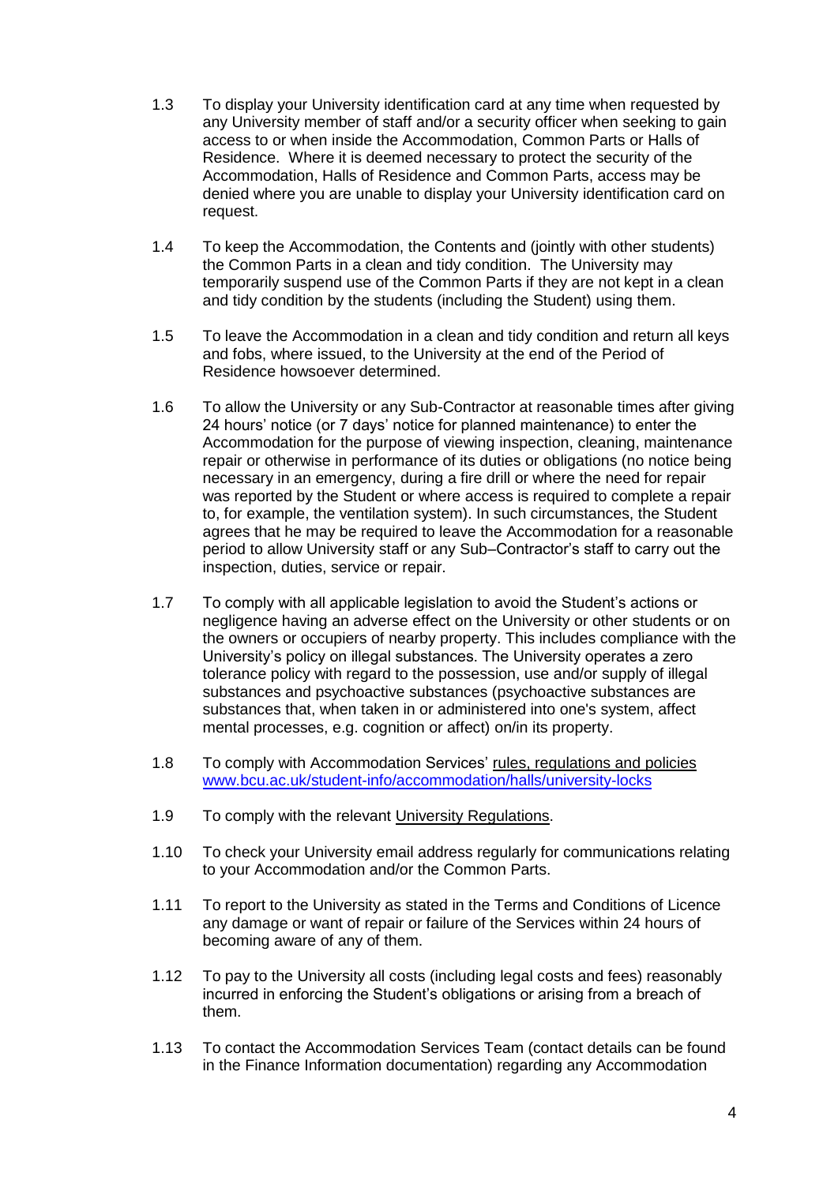1.3 To display your University identification card at any time when requested by any University member of staff and/or a security officer when seeking to gain access to or when inside the Accommodation, Common Parts or Halls of Residence. Where it is deemed necessary to protect the security of the Accommodation, Halls of Residence and Common Parts, access may be denied where you are unable to display your University identification card on request.

1.4 To keep the Accommodation, the Contents and (jointly with other students) the Common Parts in a clean and tidy condition. The University may temporarily suspend use of the Common Parts if they are not kept in a clean and tidy condition by the students (including the Student) using them.

1.5 To leave the Accommodation in a clean and tidy condition and return all keys and fobs, where issued, to the University at the end of the Period of Residence howsoever determined.

1.6 To allow the University or any Sub-Contractor at reasonable times after giving 24 hours' notice (or 7 days' notice for planned maintenance) to enter the Accommodation for the purpose of viewing inspection, cleaning, maintenance repair or otherwise in performance of its duties or obligations (no notice being necessary in an emergency, during a fire drill or where the need for repair was reported by the Student or where access is required to complete a repair to, for example, the ventilation system). In such circumstances, the Student agrees that he may be required to leave the Accommodation for a reasonable period to allow University staff or any Sub–Contractor's staff to carry out the inspection, duties, service or repair.

1.7 To comply with all applicable legislation to avoid the Student's actions or negligence having an adverse effect on the University or other students or on the owners or occupiers of nearby property. This includes compliance with the University's policy on illegal substances. The University operates a zero tolerance policy with regard to the possession, use and/or supply of illegal substances and psychoactive substances (psychoactive substances are substances that, when taken in or administered into one's system, affect mental processes, e.g. cognition or affect) on/in its property.

1.8 To comply with Accommodation Services' rules, regulations and policies [www.bcu.ac.uk/student-info/accommodation/halls/university-locks](www.bcu.ac.uk/student-info/accommodation/halls/university-locks)

1.9 To comply with the relevant University Regulations.

1.10 To check your University email address regularly for communications relating to your Accommodation and/or the Common Parts.

1.11 To report to the University as stated in the Terms and Conditions of Licence any damage or want of repair or failure of the Services within 24 hours of becoming aware of any of them.

1.12 To pay to the University all costs (including legal costs and fees) reasonably incurred in enforcing the Student's obligations or arising from a breach of them.

1.13 To contact the Accommodation Services Team (contact details can be found in the Finance Information documentation) regarding any Accommodation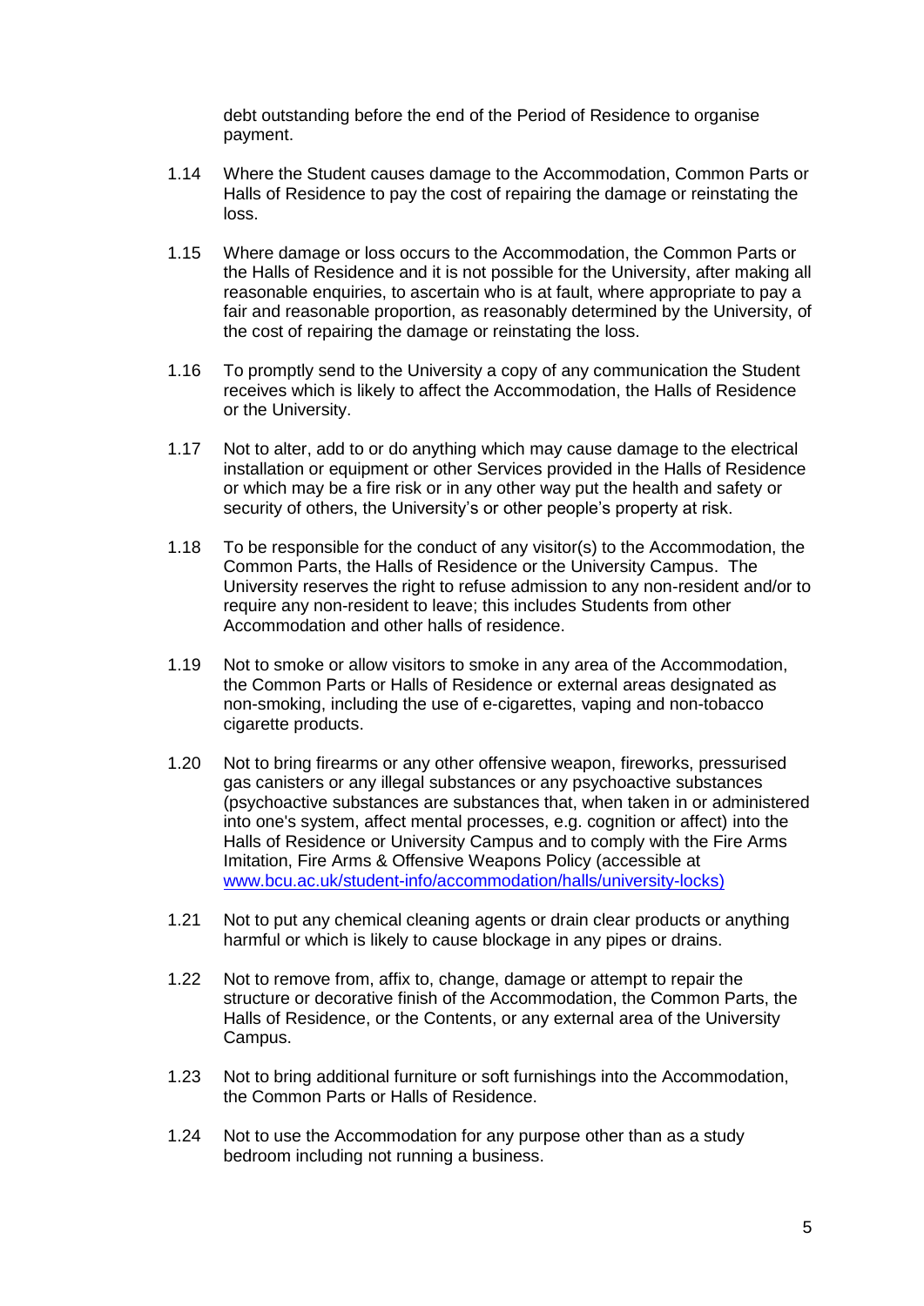debt outstanding before the end of the Period of Residence to organise payment.

1.14 Where the Student causes damage to the Accommodation, Common Parts or Halls of Residence to pay the cost of repairing the damage or reinstating the loss.

1.15 Where damage or loss occurs to the Accommodation, the Common Parts or the Halls of Residence and it is not possible for the University, after making all reasonable enquiries, to ascertain who is at fault, where appropriate to pay a fair and reasonable proportion, as reasonably determined by the University, of the cost of repairing the damage or reinstating the loss.

1.16 To promptly send to the University a copy of any communication the Student receives which is likely to affect the Accommodation, the Halls of Residence or the University.

1.17 Not to alter, add to or do anything which may cause damage to the electrical installation or equipment or other Services provided in the Halls of Residence or which may be a fire risk or in any other way put the health and safety or security of others, the University's or other people's property at risk.

1.18 To be responsible for the conduct of any visitor(s) to the Accommodation, the Common Parts, the Halls of Residence or the University Campus. The University reserves the right to refuse admission to any non-resident and/or to require any non-resident to leave; this includes Students from other Accommodation and other halls of residence.

1.19 Not to smoke or allow visitors to smoke in any area of the Accommodation, the Common Parts or Halls of Residence or external areas designated as non-smoking, including the use of e-cigarettes, vaping and non-tobacco cigarette products.

1.20 Not to bring firearms or any other offensive weapon, fireworks, pressurised gas canisters or any illegal substances or any psychoactive substances (psychoactive substances are substances that, when taken in or administered into one's system, affect mental processes, e.g. cognition or affect) into the Halls of Residence or University Campus and to comply with the Fire Arms Imitation, Fire Arms & Offensive Weapons Policy (accessible at www.bcu.ac.uk/student-info/accommodation/halls/university-locks)

1.21 Not to put any chemical cleaning agents or drain clear products or anything harmful or which is likely to cause blockage in any pipes or drains.

1.22 Not to remove from, affix to, change, damage or attempt to repair the structure or decorative finish of the Accommodation, the Common Parts, the Halls of Residence, or the Contents, or any external area of the University Campus.

1.23 Not to bring additional furniture or soft furnishings into the Accommodation, the Common Parts or Halls of Residence.

1.24 Not to use the Accommodation for any purpose other than as a study bedroom including not running a business.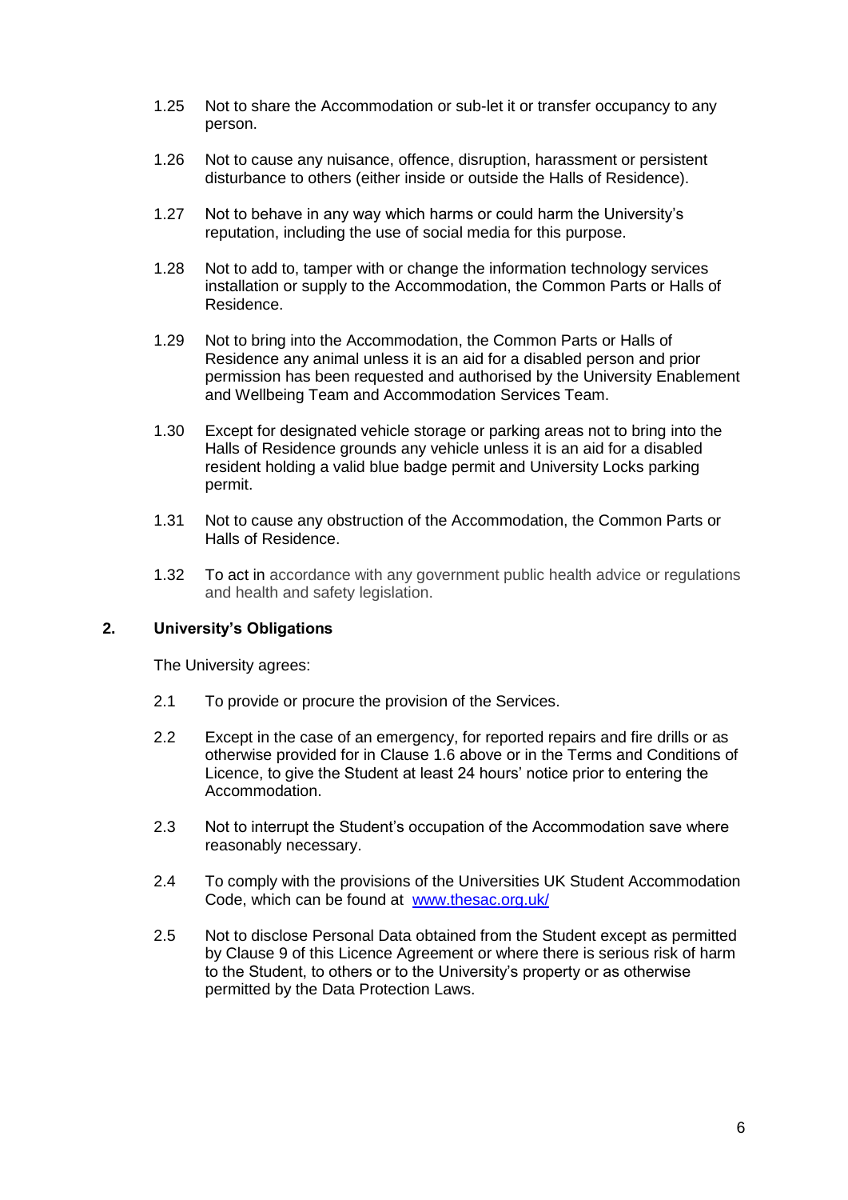1.25 Not to share the Accommodation or sub-let it or transfer occupancy to any person.

1.26 Not to cause any nuisance, offence, disruption, harassment or persistent disturbance to others (either inside or outside the Halls of Residence).

1.27 Not to behave in any way which harms or could harm the University's reputation, including the use of social media for this purpose.

1.28 Not to add to, tamper with or change the information technology services installation or supply to the Accommodation, the Common Parts or Halls of Residence.

1.29 Not to bring into the Accommodation, the Common Parts or Halls of Residence any animal unless it is an aid for a disabled person and prior permission has been requested and authorised by the University Enablement and Wellbeing Team and Accommodation Services Team.

1.30 Except for designated vehicle storage or parking areas not to bring into the Halls of Residence grounds any vehicle unless it is an aid for a disabled resident holding a valid blue badge permit and University Locks parking permit.

1.31 Not to cause any obstruction of the Accommodation, the Common Parts or Halls of Residence.

1.32 To act in accordance with any government public health advice or regulations and health and safety legislation.

## 2. University's Obligations

The University agrees:

2.1 To provide or procure the provision of the Services.

2.2 Except in the case of an emergency, for reported repairs and fire drills or as otherwise provided for in Clause 1.6 above or in the Terms and Conditions of Licence, to give the Student at least 24 hours' notice prior to entering the Accommodation.

2.3 Not to interrupt the Student's occupation of the Accommodation save where reasonably necessary.

2.4 To comply with the provisions of the Universities UK Student Accommodation Code, which can be found at [www.thesac.org.uk/](http://www.thesac.org.uk/)

2.5 Not to disclose Personal Data obtained from the Student except as permitted by Clause 9 of this Licence Agreement or where there is serious risk of harm to the Student, to others or to the University's property or as otherwise permitted by the Data Protection Laws.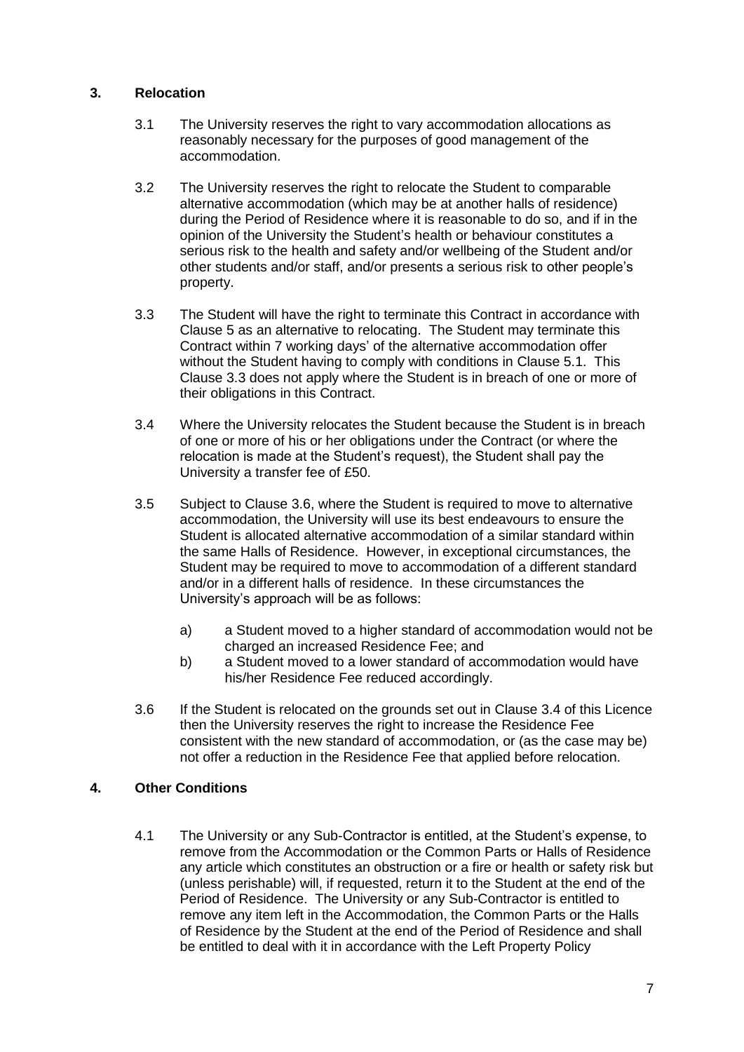## 3. Relocation

3.1 The University reserves the right to vary accommodation allocations as reasonably necessary for the purposes of good management of the accommodation.

3.2 The University reserves the right to relocate the Student to comparable alternative accommodation (which may be at another halls of residence) during the Period of Residence where it is reasonable to do so, and if in the opinion of the University the Student's health or behaviour constitutes a serious risk to the health and safety and/or wellbeing of the Student and/or other students and/or staff, and/or presents a serious risk to other people's property.

3.3 The Student will have the right to terminate this Contract in accordance with Clause 5 as an alternative to relocating. The Student may terminate this Contract within 7 working days' of the alternative accommodation offer without the Student having to comply with conditions in Clause 5.1. This Clause 3.3 does not apply where the Student is in breach of one or more of their obligations in this Contract.

3.4 Where the University relocates the Student because the Student is in breach of one or more of his or her obligations under the Contract (or where the relocation is made at the Student's request), the Student shall pay the University a transfer fee of £50.

3.5 Subject to Clause 3.6, where the Student is required to move to alternative accommodation, the University will use its best endeavours to ensure the Student is allocated alternative accommodation of a similar standard within the same Halls of Residence. However, in exceptional circumstances, the Student may be required to move to accommodation of a different standard and/or in a different halls of residence. In these circumstances the University's approach will be as follows:

a) a Student moved to a higher standard of accommodation would not be charged an increased Residence Fee; and
b) a Student moved to a lower standard of accommodation would have his/her Residence Fee reduced accordingly.

3.6 If the Student is relocated on the grounds set out in Clause 3.4 of this Licence then the University reserves the right to increase the Residence Fee consistent with the new standard of accommodation, or (as the case may be) not offer a reduction in the Residence Fee that applied before relocation.

## 4. Other Conditions

4.1 The University or any Sub-Contractor is entitled, at the Student's expense, to remove from the Accommodation or the Common Parts or Halls of Residence any article which constitutes an obstruction or a fire or health or safety risk but (unless perishable) will, if requested, return it to the Student at the end of the Period of Residence. The University or any Sub-Contractor is entitled to remove any item left in the Accommodation, the Common Parts or the Halls of Residence by the Student at the end of the Period of Residence and shall be entitled to deal with it in accordance with the Left Property Policy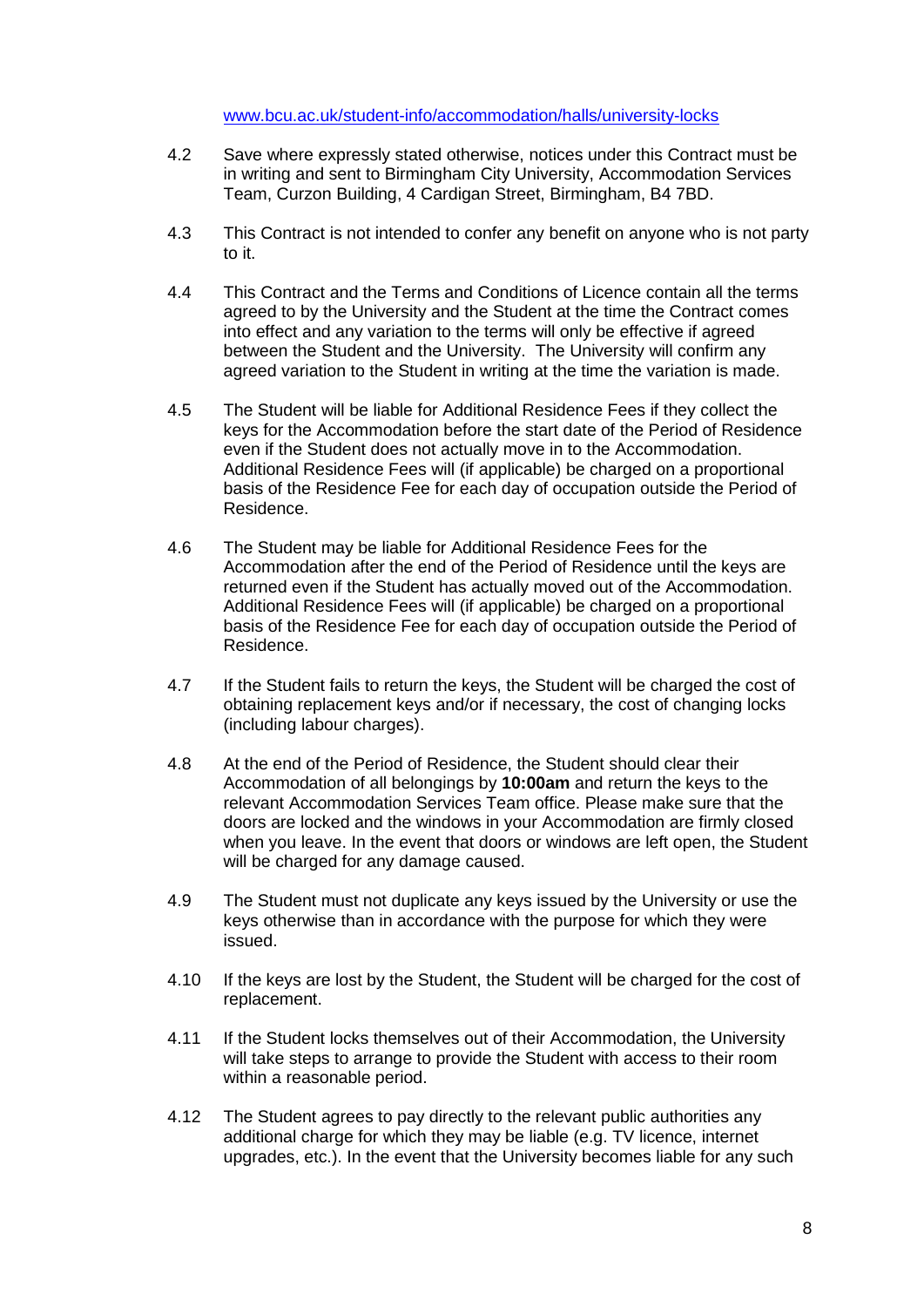www.bcu.ac.uk/student-info/accommodation/halls/university-locks

4.2 Save where expressly stated otherwise, notices under this Contract must be in writing and sent to Birmingham City University, Accommodation Services Team, Curzon Building, 4 Cardigan Street, Birmingham, B4 7BD.

4.3 This Contract is not intended to confer any benefit on anyone who is not party to it.

4.4 This Contract and the Terms and Conditions of Licence contain all the terms agreed to by the University and the Student at the time the Contract comes into effect and any variation to the terms will only be effective if agreed between the Student and the University. The University will confirm any agreed variation to the Student in writing at the time the variation is made.

4.5 The Student will be liable for Additional Residence Fees if they collect the keys for the Accommodation before the start date of the Period of Residence even if the Student does not actually move in to the Accommodation. Additional Residence Fees will (if applicable) be charged on a proportional basis of the Residence Fee for each day of occupation outside the Period of Residence.

4.6 The Student may be liable for Additional Residence Fees for the Accommodation after the end of the Period of Residence until the keys are returned even if the Student has actually moved out of the Accommodation. Additional Residence Fees will (if applicable) be charged on a proportional basis of the Residence Fee for each day of occupation outside the Period of Residence.

4.7 If the Student fails to return the keys, the Student will be charged the cost of obtaining replacement keys and/or if necessary, the cost of changing locks (including labour charges).

4.8 At the end of the Period of Residence, the Student should clear their Accommodation of all belongings by **10:00am** and return the keys to the relevant Accommodation Services Team office. Please make sure that the doors are locked and the windows in your Accommodation are firmly closed when you leave. In the event that doors or windows are left open, the Student will be charged for any damage caused.

4.9 The Student must not duplicate any keys issued by the University or use the keys otherwise than in accordance with the purpose for which they were issued.

4.10 If the keys are lost by the Student, the Student will be charged for the cost of replacement.

4.11 If the Student locks themselves out of their Accommodation, the University will take steps to arrange to provide the Student with access to their room within a reasonable period.

4.12 The Student agrees to pay directly to the relevant public authorities any additional charge for which they may be liable (e.g. TV licence, internet upgrades, etc.). In the event that the University becomes liable for any such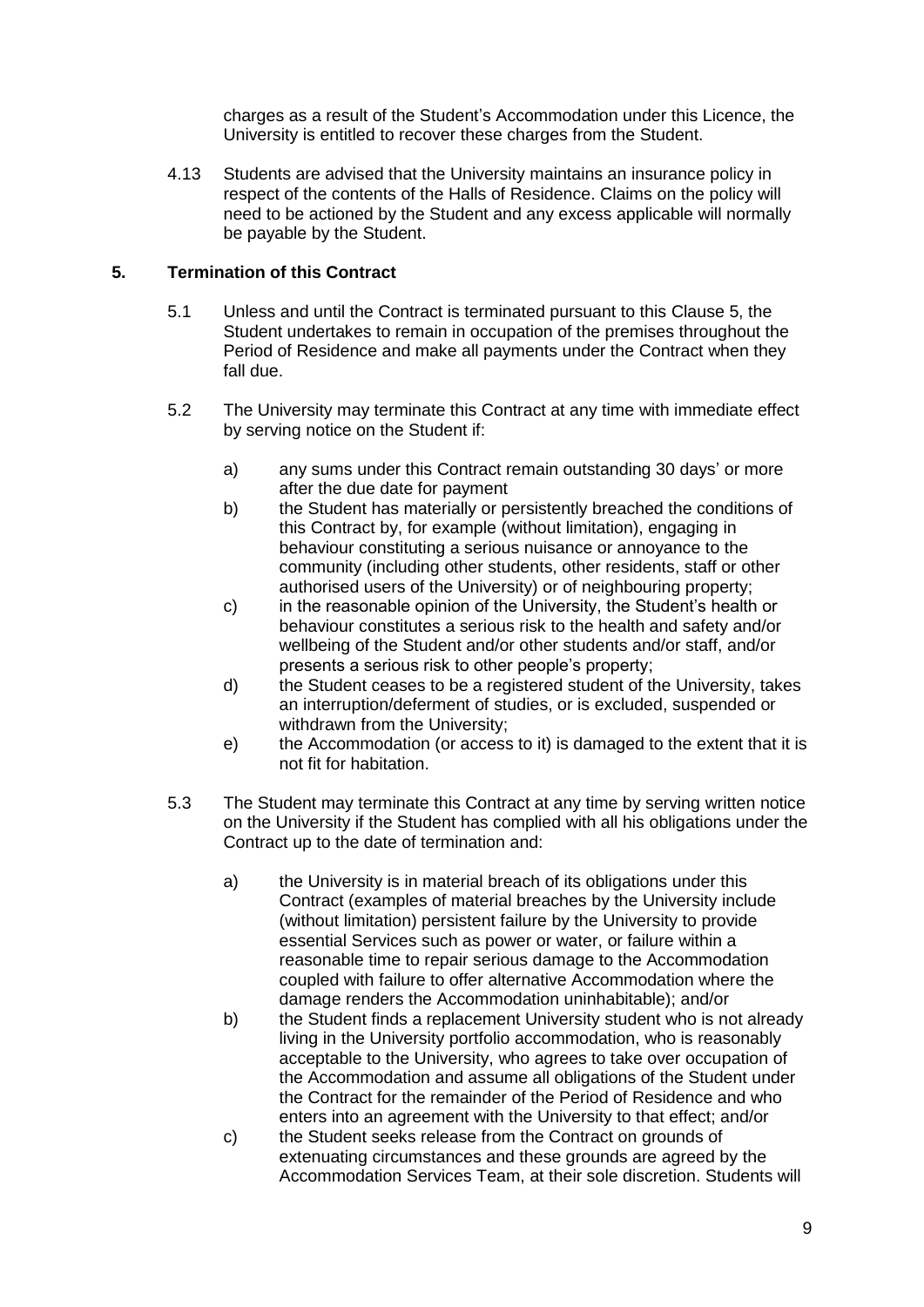charges as a result of the Student's Accommodation under this Licence, the University is entitled to recover these charges from the Student.

4.13 Students are advised that the University maintains an insurance policy in respect of the contents of the Halls of Residence. Claims on the policy will need to be actioned by the Student and any excess applicable will normally be payable by the Student.

## 5. Termination of this Contract

5.1 Unless and until the Contract is terminated pursuant to this Clause 5, the Student undertakes to remain in occupation of the premises throughout the Period of Residence and make all payments under the Contract when they fall due.

5.2 The University may terminate this Contract at any time with immediate effect by serving notice on the Student if:

a) any sums under this Contract remain outstanding 30 days' or more after the due date for payment

b) the Student has materially or persistently breached the conditions of this Contract by, for example (without limitation), engaging in behaviour constituting a serious nuisance or annoyance to the community (including other students, other residents, staff or other authorised users of the University) or of neighbouring property;

c) in the reasonable opinion of the University, the Student's health or behaviour constitutes a serious risk to the health and safety and/or wellbeing of the Student and/or other students and/or staff, and/or presents a serious risk to other people's property;

d) the Student ceases to be a registered student of the University, takes an interruption/deferment of studies, or is excluded, suspended or withdrawn from the University;

e) the Accommodation (or access to it) is damaged to the extent that it is not fit for habitation.

5.3 The Student may terminate this Contract at any time by serving written notice on the University if the Student has complied with all his obligations under the Contract up to the date of termination and:

a) the University is in material breach of its obligations under this Contract (examples of material breaches by the University include (without limitation) persistent failure by the University to provide essential Services such as power or water, or failure within a reasonable time to repair serious damage to the Accommodation coupled with failure to offer alternative Accommodation where the damage renders the Accommodation uninhabitable); and/or

b) the Student finds a replacement University student who is not already living in the University portfolio accommodation, who is reasonably acceptable to the University, who agrees to take over occupation of the Accommodation and assume all obligations of the Student under the Contract for the remainder of the Period of Residence and who enters into an agreement with the University to that effect; and/or

c) the Student seeks release from the Contract on grounds of extenuating circumstances and these grounds are agreed by the Accommodation Services Team, at their sole discretion. Students will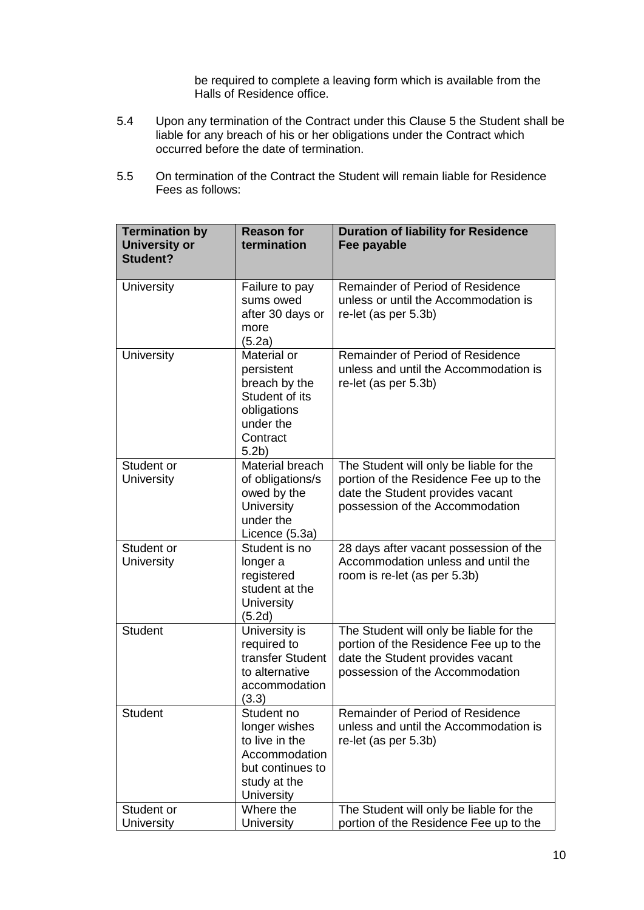be required to complete a leaving form which is available from the Halls of Residence office.

5.4 Upon any termination of the Contract under this Clause 5 the Student shall be liable for any breach of his or her obligations under the Contract which occurred before the date of termination.

5.5 On termination of the Contract the Student will remain liable for Residence Fees as follows:

| Termination by University or Student? | Reason for termination | Duration of liability for Residence Fee payable |
|---|---|---|
| University | Failure to pay sums owed after 30 days or more (5.2a) | Remainder of Period of Residence unless or until the Accommodation is re-let (as per 5.3b) |
| University | Material or persistent breach by the Student of its obligations under the Contract 5.2b) | Remainder of Period of Residence unless and until the Accommodation is re-let (as per 5.3b) |
| Student or University | Material breach of obligations/s owed by the University under the Licence (5.3a) | The Student will only be liable for the portion of the Residence Fee up to the date the Student provides vacant possession of the Accommodation |
| Student or University | Student is no longer a registered student at the University (5.2d) | 28 days after vacant possession of the Accommodation unless and until the room is re-let (as per 5.3b) |
| Student | University is required to transfer Student to alternative accommodation (3.3) | The Student will only be liable for the portion of the Residence Fee up to the date the Student provides vacant possession of the Accommodation |
| Student | Student no longer wishes to live in the Accommodation but continues to study at the University | Remainder of Period of Residence unless and until the Accommodation is re-let (as per 5.3b) |
| Student or University | Where the University | The Student will only be liable for the portion of the Residence Fee up to the |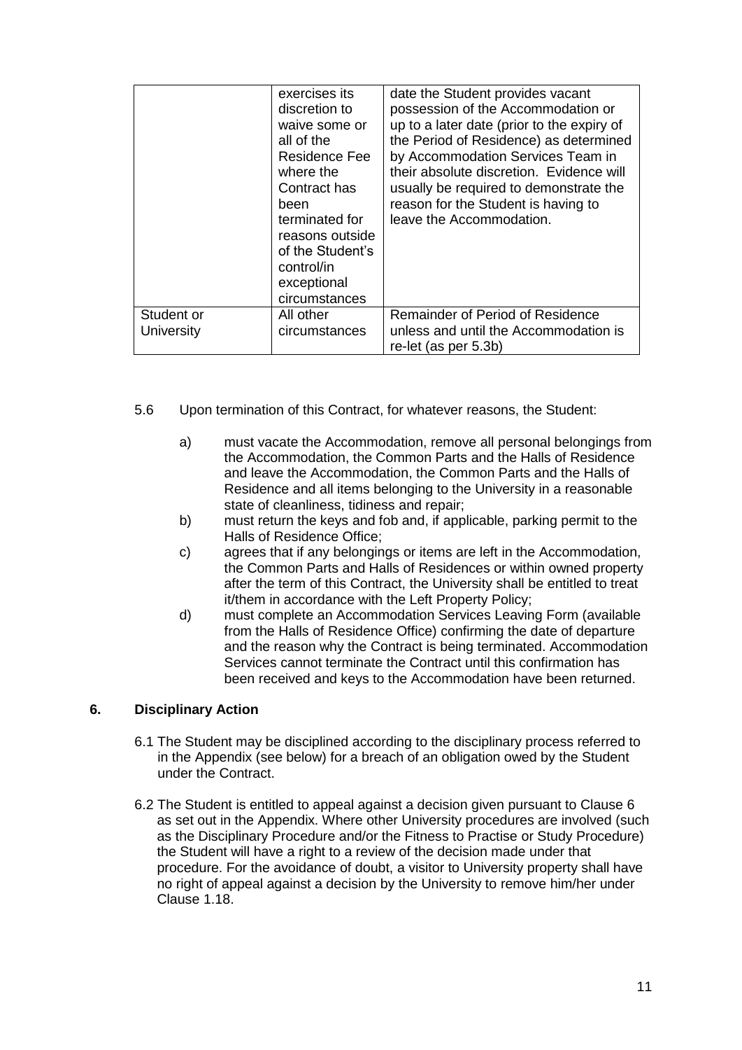| | | |
|---|---|---|
| | exercises its discretion to waive some or all of the Residence Fee where the Contract has been terminated for reasons outside of the Student's control/in exceptional circumstances | date the Student provides vacant possession of the Accommodation or up to a later date (prior to the expiry of the Period of Residence) as determined by Accommodation Services Team in their absolute discretion. Evidence will usually be required to demonstrate the reason for the Student is having to leave the Accommodation. |
| Student or University | All other circumstances | Remainder of Period of Residence unless and until the Accommodation is re-let (as per 5.3b) |

5.6 Upon termination of this Contract, for whatever reasons, the Student:

a) must vacate the Accommodation, remove all personal belongings from the Accommodation, the Common Parts and the Halls of Residence and leave the Accommodation, the Common Parts and the Halls of Residence and all items belonging to the University in a reasonable state of cleanliness, tidiness and repair;

b) must return the keys and fob and, if applicable, parking permit to the Halls of Residence Office;

c) agrees that if any belongings or items are left in the Accommodation, the Common Parts and Halls of Residences or within owned property after the term of this Contract, the University shall be entitled to treat it/them in accordance with the Left Property Policy;

d) must complete an Accommodation Services Leaving Form (available from the Halls of Residence Office) confirming the date of departure and the reason why the Contract is being terminated. Accommodation Services cannot terminate the Contract until this confirmation has been received and keys to the Accommodation have been returned.

## 6. Disciplinary Action

6.1 The Student may be disciplined according to the disciplinary process referred to in the Appendix (see below) for a breach of an obligation owed by the Student under the Contract.

6.2 The Student is entitled to appeal against a decision given pursuant to Clause 6 as set out in the Appendix. Where other University procedures are involved (such as the Disciplinary Procedure and/or the Fitness to Practise or Study Procedure) the Student will have a right to a review of the decision made under that procedure. For the avoidance of doubt, a visitor to University property shall have no right of appeal against a decision by the University to remove him/her under Clause 1.18.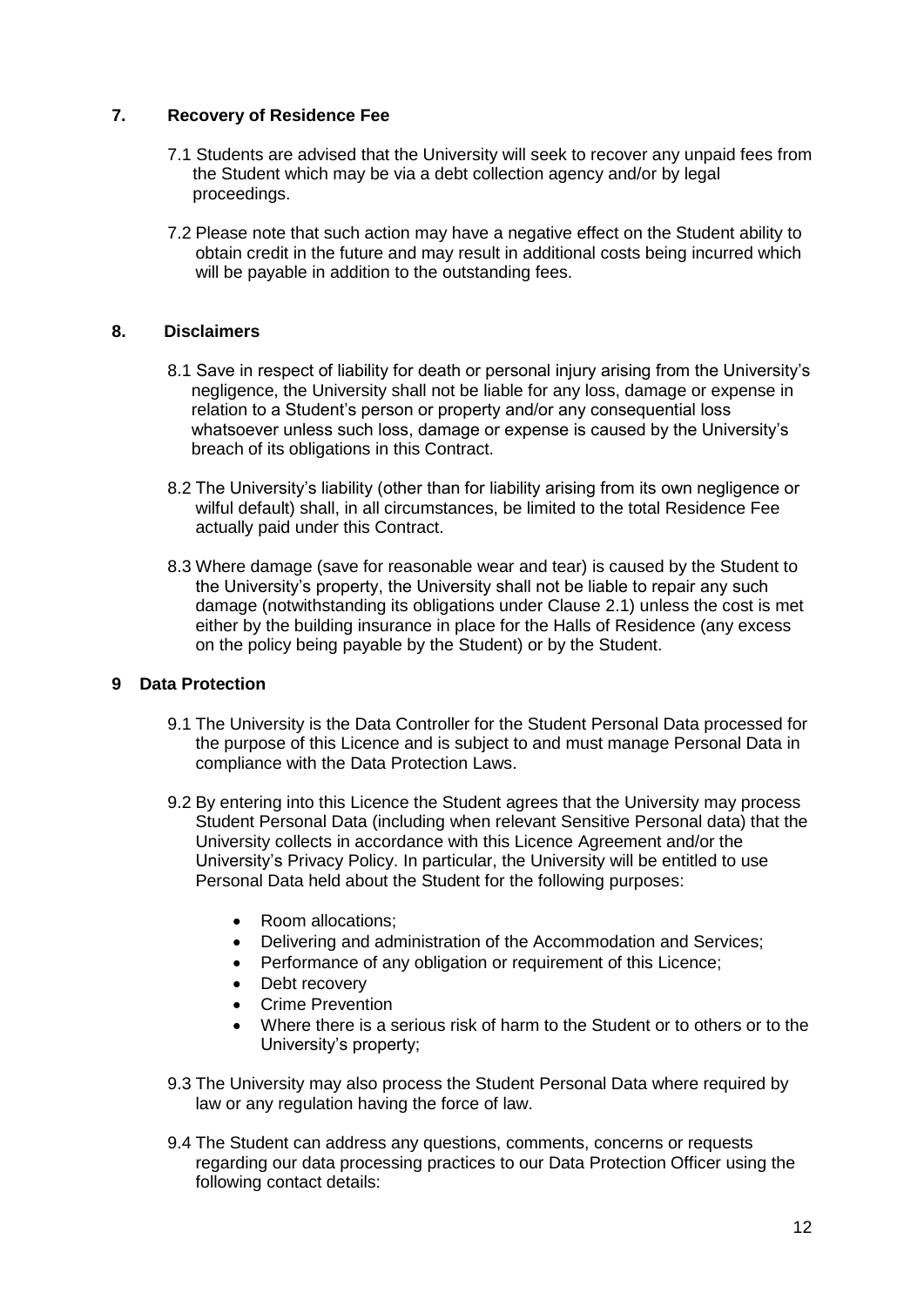## 7. Recovery of Residence Fee

7.1 Students are advised that the University will seek to recover any unpaid fees from the Student which may be via a debt collection agency and/or by legal proceedings.

7.2 Please note that such action may have a negative effect on the Student ability to obtain credit in the future and may result in additional costs being incurred which will be payable in addition to the outstanding fees.

## 8. Disclaimers

8.1 Save in respect of liability for death or personal injury arising from the University's negligence, the University shall not be liable for any loss, damage or expense in relation to a Student's person or property and/or any consequential loss whatsoever unless such loss, damage or expense is caused by the University's breach of its obligations in this Contract.

8.2 The University's liability (other than for liability arising from its own negligence or wilful default) shall, in all circumstances, be limited to the total Residence Fee actually paid under this Contract.

8.3 Where damage (save for reasonable wear and tear) is caused by the Student to the University's property, the University shall not be liable to repair any such damage (notwithstanding its obligations under Clause 2.1) unless the cost is met either by the building insurance in place for the Halls of Residence (any excess on the policy being payable by the Student) or by the Student.

## 9 Data Protection

9.1 The University is the Data Controller for the Student Personal Data processed for the purpose of this Licence and is subject to and must manage Personal Data in compliance with the Data Protection Laws.

9.2 By entering into this Licence the Student agrees that the University may process Student Personal Data (including when relevant Sensitive Personal data) that the University collects in accordance with this Licence Agreement and/or the University's Privacy Policy. In particular, the University will be entitled to use Personal Data held about the Student for the following purposes:

- Room allocations;
- Delivering and administration of the Accommodation and Services;
- Performance of any obligation or requirement of this Licence;
- Debt recovery
- Crime Prevention
- Where there is a serious risk of harm to the Student or to others or to the University's property;

9.3 The University may also process the Student Personal Data where required by law or any regulation having the force of law.

9.4 The Student can address any questions, comments, concerns or requests regarding our data processing practices to our Data Protection Officer using the following contact details: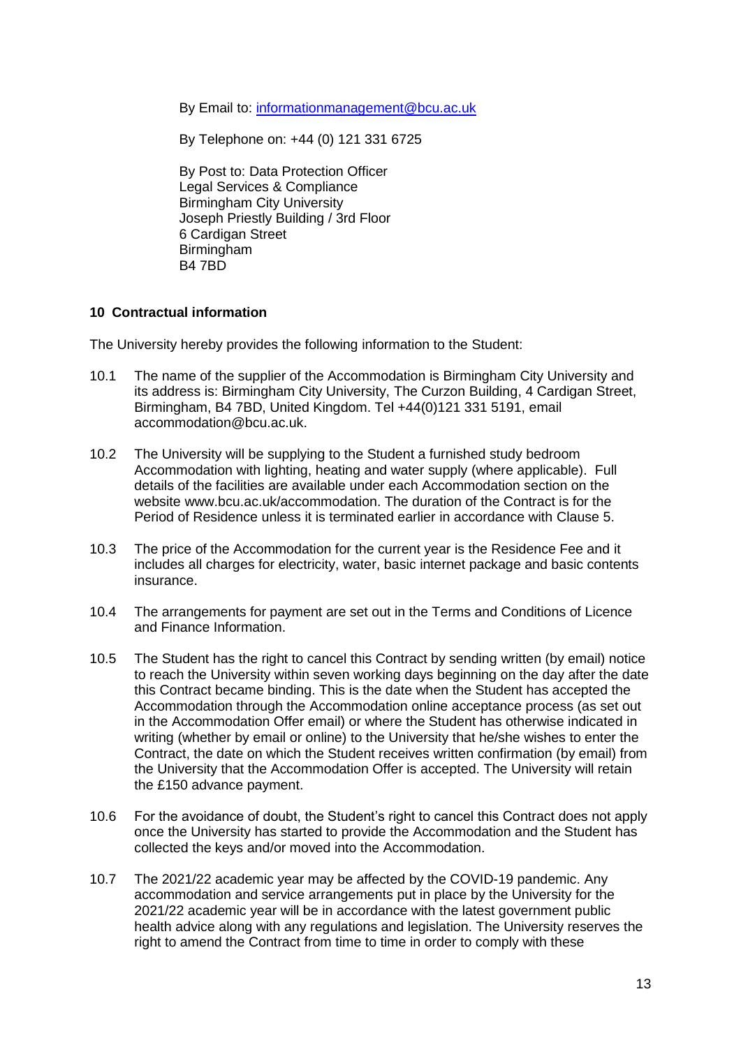By Email to: informationmanagement@bcu.ac.uk

By Telephone on: +44 (0) 121 331 6725

By Post to: Data Protection Officer
Legal Services & Compliance
Birmingham City University
Joseph Priestly Building / 3rd Floor
6 Cardigan Street
Birmingham
B4 7BD

## 10 Contractual information

The University hereby provides the following information to the Student:

10.1 The name of the supplier of the Accommodation is Birmingham City University and its address is: Birmingham City University, The Curzon Building, 4 Cardigan Street, Birmingham, B4 7BD, United Kingdom. Tel +44(0)121 331 5191, email accommodation@bcu.ac.uk.

10.2 The University will be supplying to the Student a furnished study bedroom Accommodation with lighting, heating and water supply (where applicable). Full details of the facilities are available under each Accommodation section on the website www.bcu.ac.uk/accommodation. The duration of the Contract is for the Period of Residence unless it is terminated earlier in accordance with Clause 5.

10.3 The price of the Accommodation for the current year is the Residence Fee and it includes all charges for electricity, water, basic internet package and basic contents insurance.

10.4 The arrangements for payment are set out in the Terms and Conditions of Licence and Finance Information.

10.5 The Student has the right to cancel this Contract by sending written (by email) notice to reach the University within seven working days beginning on the day after the date this Contract became binding. This is the date when the Student has accepted the Accommodation through the Accommodation online acceptance process (as set out in the Accommodation Offer email) or where the Student has otherwise indicated in writing (whether by email or online) to the University that he/she wishes to enter the Contract, the date on which the Student receives written confirmation (by email) from the University that the Accommodation Offer is accepted. The University will retain the £150 advance payment.

10.6 For the avoidance of doubt, the Student's right to cancel this Contract does not apply once the University has started to provide the Accommodation and the Student has collected the keys and/or moved into the Accommodation.

10.7 The 2021/22 academic year may be affected by the COVID-19 pandemic. Any accommodation and service arrangements put in place by the University for the 2021/22 academic year will be in accordance with the latest government public health advice along with any regulations and legislation. The University reserves the right to amend the Contract from time to time in order to comply with these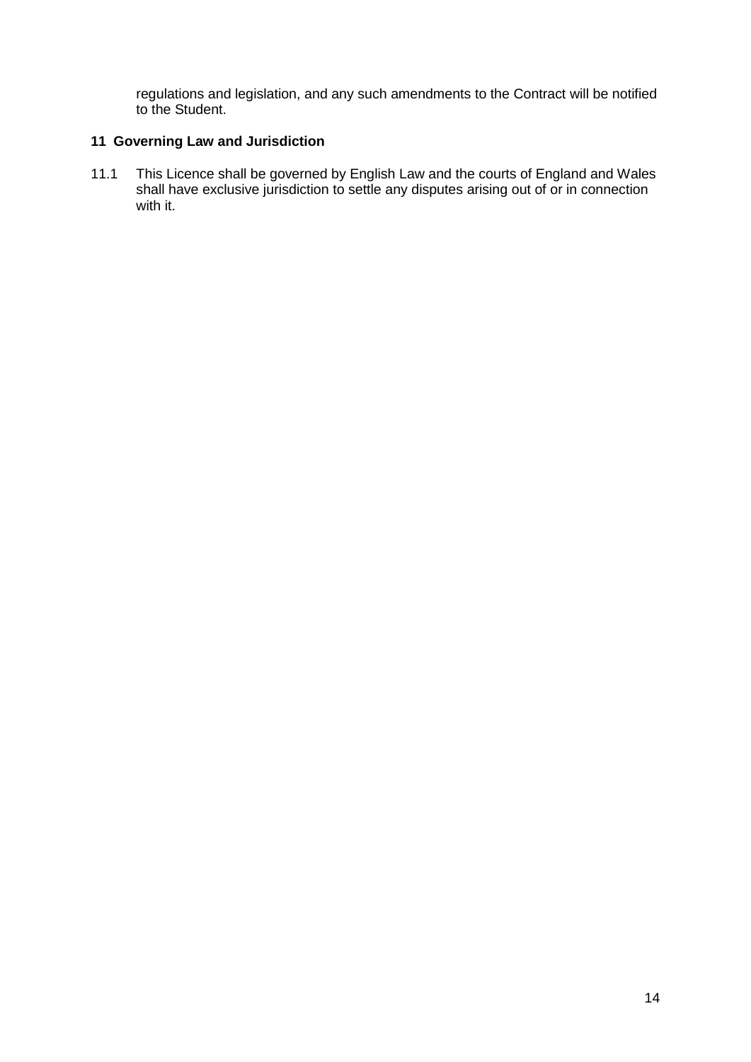regulations and legislation, and any such amendments to the Contract will be notified to the Student.

## 11 Governing Law and Jurisdiction

11.1 This Licence shall be governed by English Law and the courts of England and Wales shall have exclusive jurisdiction to settle any disputes arising out of or in connection with it.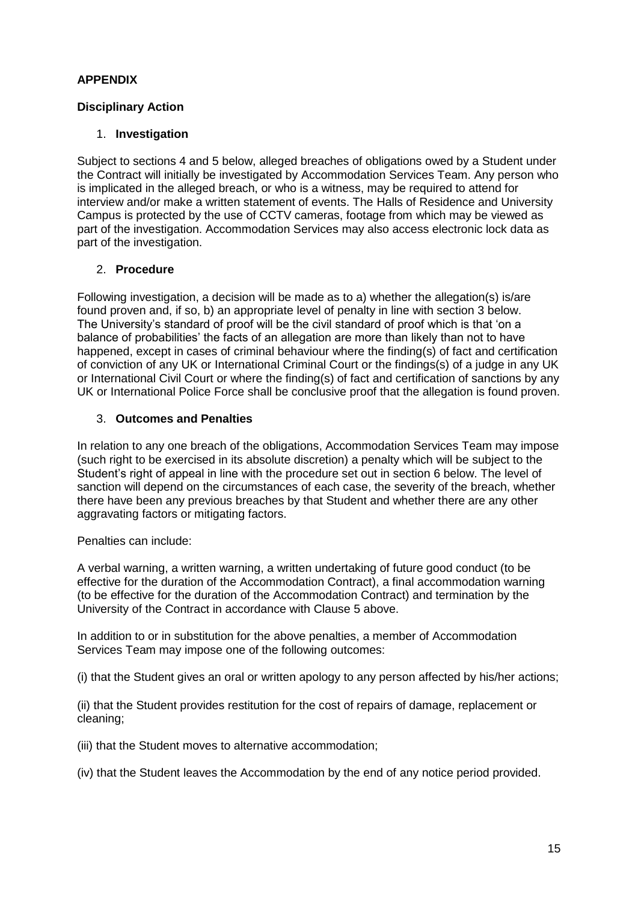**APPENDIX**

**Disciplinary Action**

1. **Investigation**

Subject to sections 4 and 5 below, alleged breaches of obligations owed by a Student under the Contract will initially be investigated by Accommodation Services Team. Any person who is implicated in the alleged breach, or who is a witness, may be required to attend for interview and/or make a written statement of events. The Halls of Residence and University Campus is protected by the use of CCTV cameras, footage from which may be viewed as part of the investigation. Accommodation Services may also access electronic lock data as part of the investigation.

2. **Procedure**

Following investigation, a decision will be made as to a) whether the allegation(s) is/are found proven and, if so, b) an appropriate level of penalty in line with section 3 below. The University's standard of proof will be the civil standard of proof which is that 'on a balance of probabilities' the facts of an allegation are more than likely than not to have happened, except in cases of criminal behaviour where the finding(s) of fact and certification of conviction of any UK or International Criminal Court or the findings(s) of a judge in any UK or International Civil Court or where the finding(s) of fact and certification of sanctions by any UK or International Police Force shall be conclusive proof that the allegation is found proven.

3. **Outcomes and Penalties**

In relation to any one breach of the obligations, Accommodation Services Team may impose (such right to be exercised in its absolute discretion) a penalty which will be subject to the Student's right of appeal in line with the procedure set out in section 6 below. The level of sanction will depend on the circumstances of each case, the severity of the breach, whether there have been any previous breaches by that Student and whether there are any other aggravating factors or mitigating factors.

Penalties can include:

A verbal warning, a written warning, a written undertaking of future good conduct (to be effective for the duration of the Accommodation Contract), a final accommodation warning (to be effective for the duration of the Accommodation Contract) and termination by the University of the Contract in accordance with Clause 5 above.

In addition to or in substitution for the above penalties, a member of Accommodation Services Team may impose one of the following outcomes:

(i) that the Student gives an oral or written apology to any person affected by his/her actions;

(ii) that the Student provides restitution for the cost of repairs of damage, replacement or cleaning;

(iii) that the Student moves to alternative accommodation;

(iv) that the Student leaves the Accommodation by the end of any notice period provided.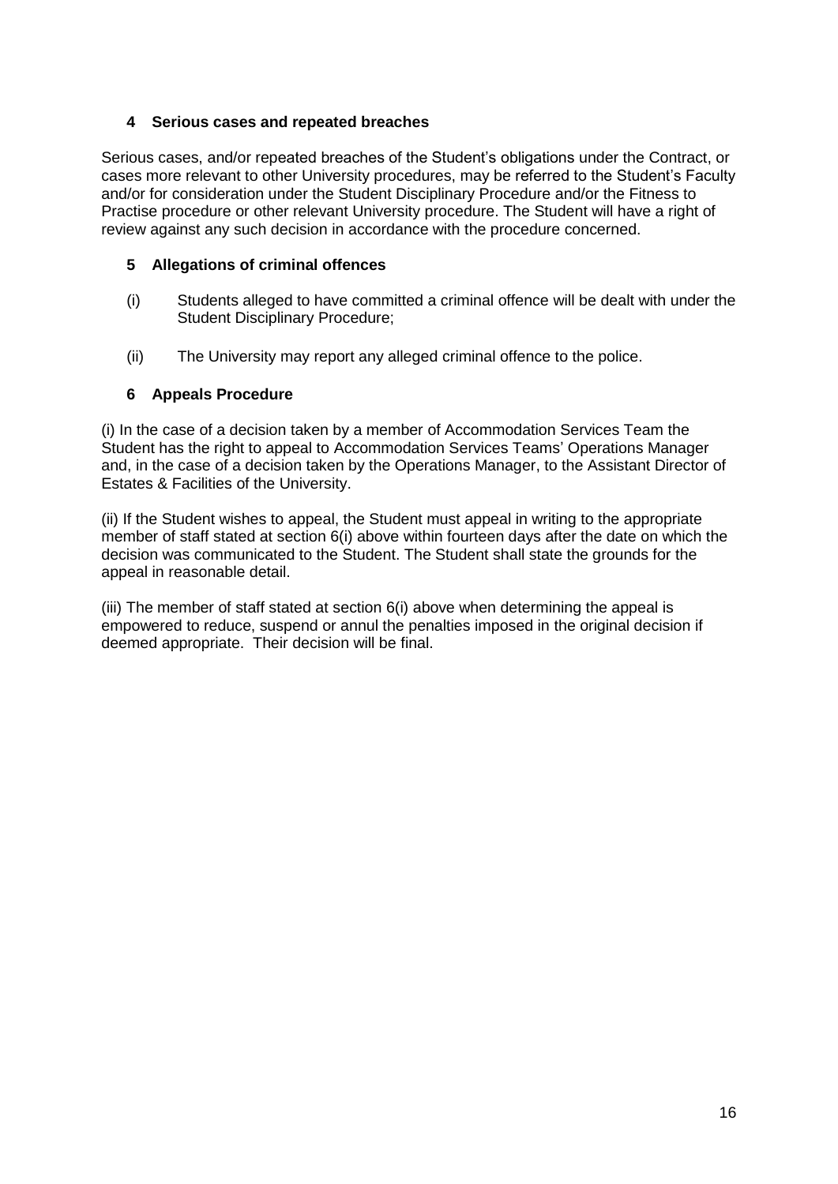## 4 Serious cases and repeated breaches

Serious cases, and/or repeated breaches of the Student's obligations under the Contract, or cases more relevant to other University procedures, may be referred to the Student's Faculty and/or for consideration under the Student Disciplinary Procedure and/or the Fitness to Practise procedure or other relevant University procedure. The Student will have a right of review against any such decision in accordance with the procedure concerned.

## 5 Allegations of criminal offences

(i) Students alleged to have committed a criminal offence will be dealt with under the Student Disciplinary Procedure;

(ii) The University may report any alleged criminal offence to the police.

## 6 Appeals Procedure

(i) In the case of a decision taken by a member of Accommodation Services Team the Student has the right to appeal to Accommodation Services Teams' Operations Manager and, in the case of a decision taken by the Operations Manager, to the Assistant Director of Estates & Facilities of the University.

(ii) If the Student wishes to appeal, the Student must appeal in writing to the appropriate member of staff stated at section 6(i) above within fourteen days after the date on which the decision was communicated to the Student. The Student shall state the grounds for the appeal in reasonable detail.

(iii) The member of staff stated at section 6(i) above when determining the appeal is empowered to reduce, suspend or annul the penalties imposed in the original decision if deemed appropriate. Their decision will be final.